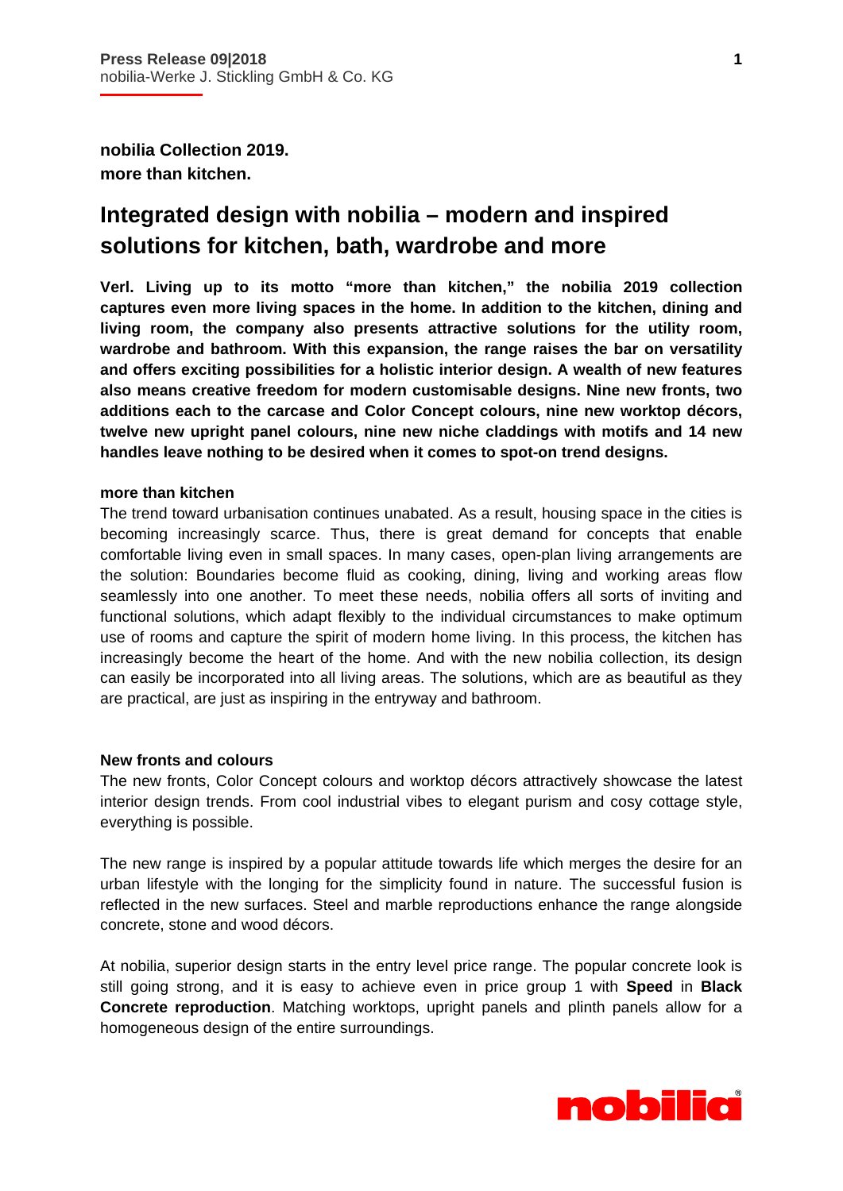**Press Release 09|2018**
nobilia-Werke J. Stickling GmbH & Co. KG

**nobilia Collection 2019.**
**more than kitchen.**

# Integrated design with nobilia – modern and inspired solutions for kitchen, bath, wardrobe and more

**Verl. Living up to its motto "more than kitchen," the nobilia 2019 collection captures even more living spaces in the home. In addition to the kitchen, dining and living room, the company also presents attractive solutions for the utility room, wardrobe and bathroom. With this expansion, the range raises the bar on versatility and offers exciting possibilities for a holistic interior design. A wealth of new features also means creative freedom for modern customisable designs. Nine new fronts, two additions each to the carcase and Color Concept colours, nine new worktop décors, twelve new upright panel colours, nine new niche claddings with motifs and 14 new handles leave nothing to be desired when it comes to spot-on trend designs.**

**more than kitchen**

The trend toward urbanisation continues unabated. As a result, housing space in the cities is becoming increasingly scarce. Thus, there is great demand for concepts that enable comfortable living even in small spaces. In many cases, open-plan living arrangements are the solution: Boundaries become fluid as cooking, dining, living and working areas flow seamlessly into one another. To meet these needs, nobilia offers all sorts of inviting and functional solutions, which adapt flexibly to the individual circumstances to make optimum use of rooms and capture the spirit of modern home living. In this process, the kitchen has increasingly become the heart of the home. And with the new nobilia collection, its design can easily be incorporated into all living areas. The solutions, which are as beautiful as they are practical, are just as inspiring in the entryway and bathroom.

**New fronts and colours**

The new fronts, Color Concept colours and worktop décors attractively showcase the latest interior design trends. From cool industrial vibes to elegant purism and cosy cottage style, everything is possible.

The new range is inspired by a popular attitude towards life which merges the desire for an urban lifestyle with the longing for the simplicity found in nature. The successful fusion is reflected in the new surfaces. Steel and marble reproductions enhance the range alongside concrete, stone and wood décors.

At nobilia, superior design starts in the entry level price range. The popular concrete look is still going strong, and it is easy to achieve even in price group 1 with **Speed** in **Black Concrete reproduction**. Matching worktops, upright panels and plinth panels allow for a homogeneous design of the entire surroundings.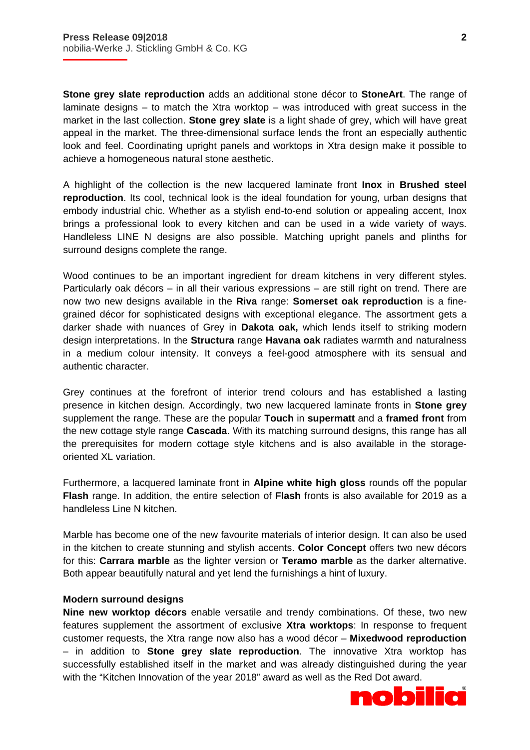**Stone grey slate reproduction** adds an additional stone décor to **StoneArt**. The range of laminate designs – to match the Xtra worktop – was introduced with great success in the market in the last collection. **Stone grey slate** is a light shade of grey, which will have great appeal in the market. The three-dimensional surface lends the front an especially authentic look and feel. Coordinating upright panels and worktops in Xtra design make it possible to achieve a homogeneous natural stone aesthetic.

A highlight of the collection is the new lacquered laminate front **Inox** in **Brushed steel reproduction**. Its cool, technical look is the ideal foundation for young, urban designs that embody industrial chic. Whether as a stylish end-to-end solution or appealing accent, Inox brings a professional look to every kitchen and can be used in a wide variety of ways. Handleless LINE N designs are also possible. Matching upright panels and plinths for surround designs complete the range.

Wood continues to be an important ingredient for dream kitchens in very different styles. Particularly oak décors – in all their various expressions – are still right on trend. There are now two new designs available in the **Riva** range: **Somerset oak reproduction** is a fine-grained décor for sophisticated designs with exceptional elegance. The assortment gets a darker shade with nuances of Grey in **Dakota oak,** which lends itself to striking modern design interpretations. In the **Structura** range **Havana oak** radiates warmth and naturalness in a medium colour intensity. It conveys a feel-good atmosphere with its sensual and authentic character.

Grey continues at the forefront of interior trend colours and has established a lasting presence in kitchen design. Accordingly, two new lacquered laminate fronts in **Stone grey** supplement the range. These are the popular **Touch** in **supermatt** and a **framed front** from the new cottage style range **Cascada**. With its matching surround designs, this range has all the prerequisites for modern cottage style kitchens and is also available in the storage-oriented XL variation.

Furthermore, a lacquered laminate front in **Alpine white high gloss** rounds off the popular **Flash** range. In addition, the entire selection of **Flash** fronts is also available for 2019 as a handleless Line N kitchen.

Marble has become one of the new favourite materials of interior design. It can also be used in the kitchen to create stunning and stylish accents. **Color Concept** offers two new décors for this: **Carrara marble** as the lighter version or **Teramo marble** as the darker alternative. Both appear beautifully natural and yet lend the furnishings a hint of luxury.

**Modern surround designs**

**Nine new worktop décors** enable versatile and trendy combinations. Of these, two new features supplement the assortment of exclusive **Xtra worktops**: In response to frequent customer requests, the Xtra range now also has a wood décor – **Mixedwood reproduction** – in addition to **Stone grey slate reproduction**. The innovative Xtra worktop has successfully established itself in the market and was already distinguished during the year with the "Kitchen Innovation of the year 2018" award as well as the Red Dot award.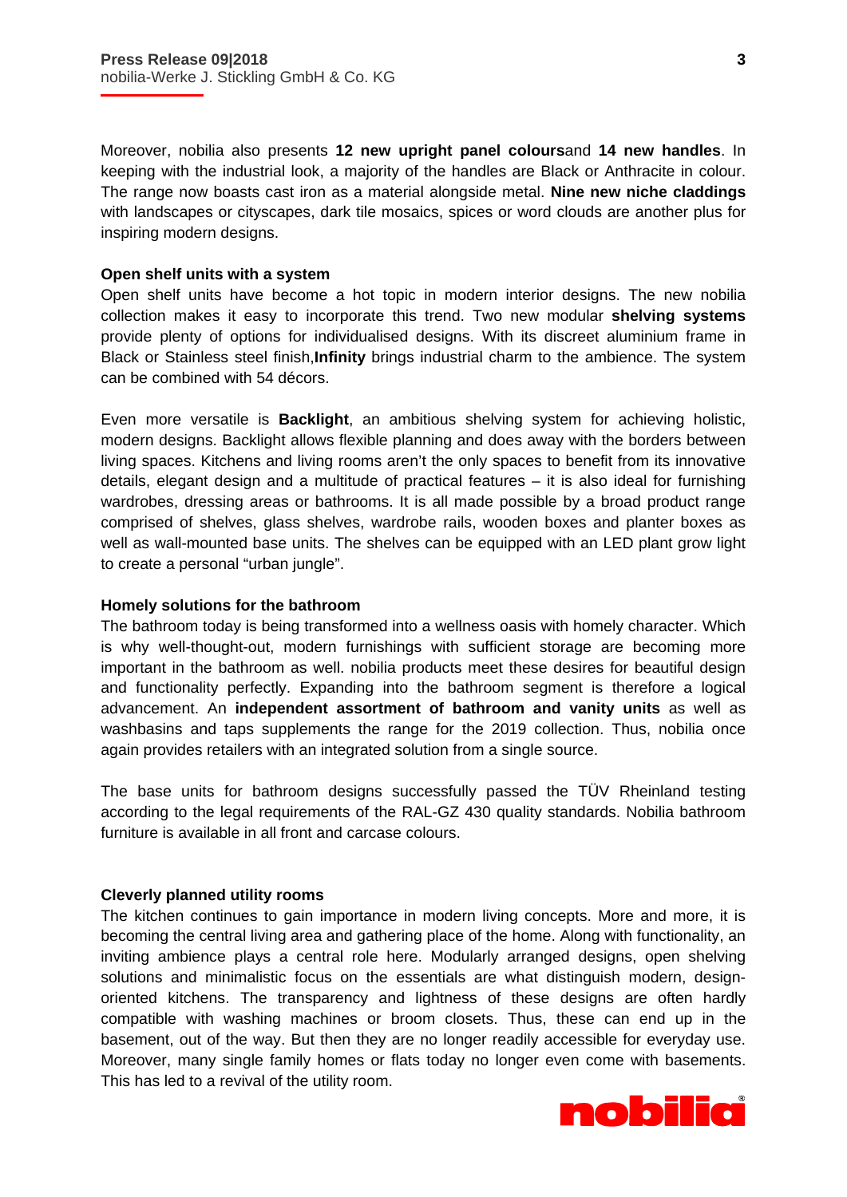Moreover, nobilia also presents **12 new upright panel colours**and **14 new handles**. In keeping with the industrial look, a majority of the handles are Black or Anthracite in colour. The range now boasts cast iron as a material alongside metal. **Nine new niche claddings** with landscapes or cityscapes, dark tile mosaics, spices or word clouds are another plus for inspiring modern designs.

**Open shelf units with a system**

Open shelf units have become a hot topic in modern interior designs. The new nobilia collection makes it easy to incorporate this trend. Two new modular **shelving systems** provide plenty of options for individualised designs. With its discreet aluminium frame in Black or Stainless steel finish,**Infinity** brings industrial charm to the ambience. The system can be combined with 54 décors.

Even more versatile is **Backlight**, an ambitious shelving system for achieving holistic, modern designs. Backlight allows flexible planning and does away with the borders between living spaces. Kitchens and living rooms aren't the only spaces to benefit from its innovative details, elegant design and a multitude of practical features – it is also ideal for furnishing wardrobes, dressing areas or bathrooms. It is all made possible by a broad product range comprised of shelves, glass shelves, wardrobe rails, wooden boxes and planter boxes as well as wall-mounted base units. The shelves can be equipped with an LED plant grow light to create a personal "urban jungle".

**Homely solutions for the bathroom**

The bathroom today is being transformed into a wellness oasis with homely character. Which is why well-thought-out, modern furnishings with sufficient storage are becoming more important in the bathroom as well. nobilia products meet these desires for beautiful design and functionality perfectly. Expanding into the bathroom segment is therefore a logical advancement. An **independent assortment of bathroom and vanity units** as well as washbasins and taps supplements the range for the 2019 collection. Thus, nobilia once again provides retailers with an integrated solution from a single source.

The base units for bathroom designs successfully passed the TÜV Rheinland testing according to the legal requirements of the RAL-GZ 430 quality standards. Nobilia bathroom furniture is available in all front and carcase colours.

**Cleverly planned utility rooms**

The kitchen continues to gain importance in modern living concepts. More and more, it is becoming the central living area and gathering place of the home. Along with functionality, an inviting ambience plays a central role here. Modularly arranged designs, open shelving solutions and minimalistic focus on the essentials are what distinguish modern, design-oriented kitchens. The transparency and lightness of these designs are often hardly compatible with washing machines or broom closets. Thus, these can end up in the basement, out of the way. But then they are no longer readily accessible for everyday use. Moreover, many single family homes or flats today no longer even come with basements. This has led to a revival of the utility room.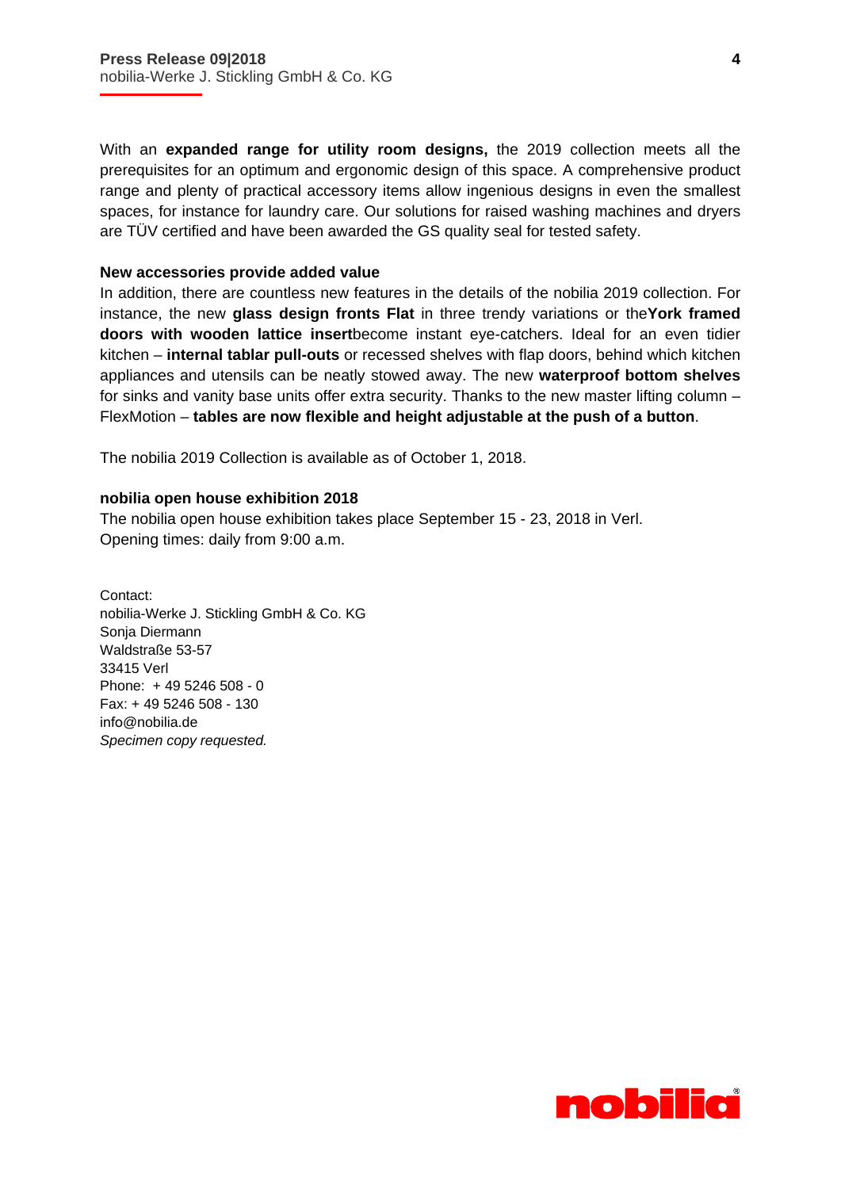With an **expanded range for utility room designs,** the 2019 collection meets all the prerequisites for an optimum and ergonomic design of this space. A comprehensive product range and plenty of practical accessory items allow ingenious designs in even the smallest spaces, for instance for laundry care. Our solutions for raised washing machines and dryers are TÜV certified and have been awarded the GS quality seal for tested safety.

**New accessories provide added value**

In addition, there are countless new features in the details of the nobilia 2019 collection. For instance, the new **glass design fronts Flat** in three trendy variations or the**York framed doors with wooden lattice insert**become instant eye-catchers. Ideal for an even tidier kitchen – **internal tablar pull-outs** or recessed shelves with flap doors, behind which kitchen appliances and utensils can be neatly stowed away. The new **waterproof bottom shelves** for sinks and vanity base units offer extra security. Thanks to the new master lifting column – FlexMotion – **tables are now flexible and height adjustable at the push of a button**.

The nobilia 2019 Collection is available as of October 1, 2018.

**nobilia open house exhibition 2018**

The nobilia open house exhibition takes place September 15 - 23, 2018 in Verl.
Opening times: daily from 9:00 a.m.

Contact:
nobilia-Werke J. Stickling GmbH & Co. KG
Sonja Diermann
Waldstraße 53-57
33415 Verl
Phone: + 49 5246 508 - 0
Fax: + 49 5246 508 - 130
info@nobilia.de
*Specimen copy requested.*